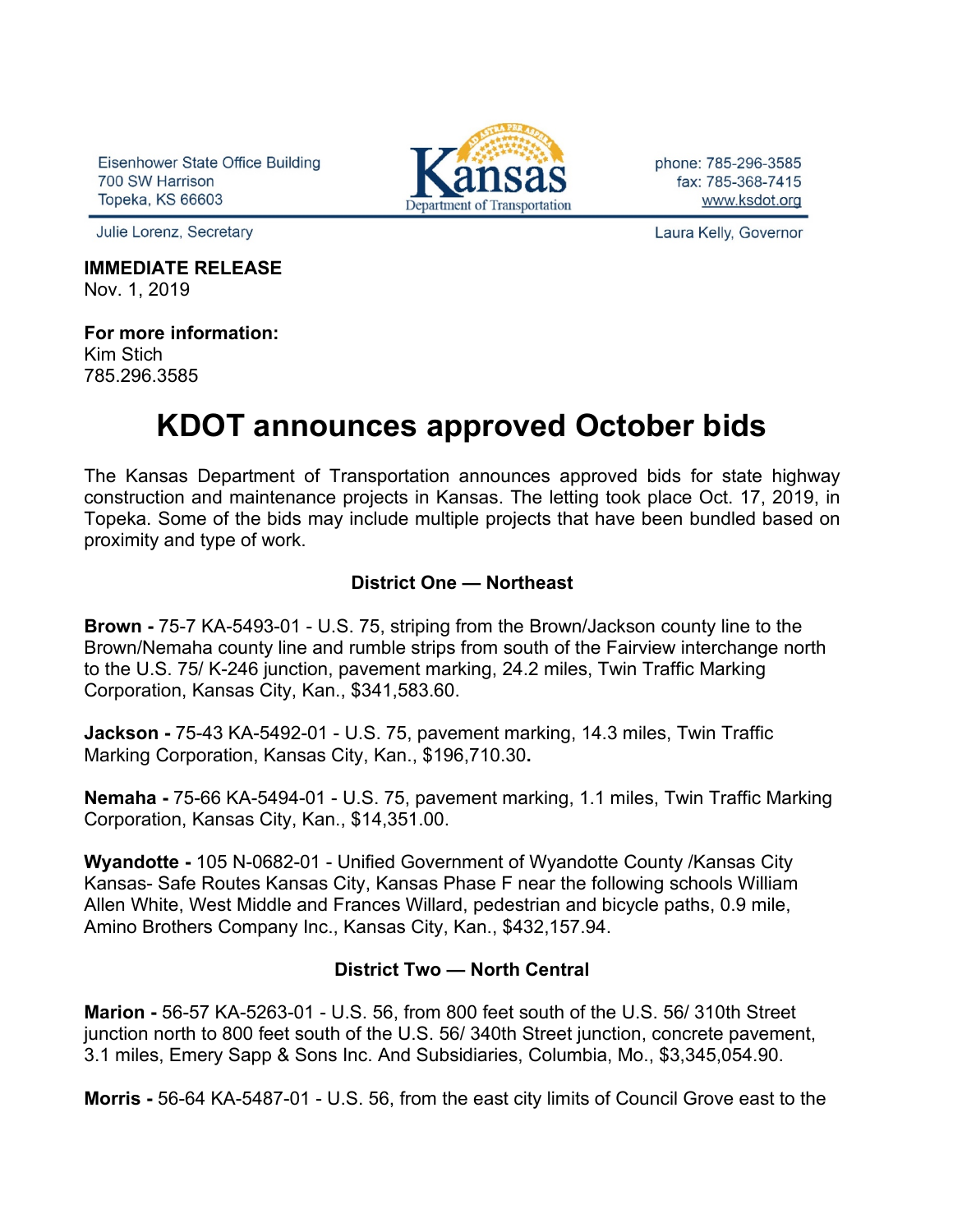Eisenhower State Office Building
700 SW Harrison
Topeka, KS 66603

Kansas Department of Transportation

phone: 785-296-3585
fax: 785-368-7415
www.ksdot.org

Julie Lorenz, Secretary

Laura Kelly, Governor

**IMMEDIATE RELEASE**
Nov. 1, 2019

**For more information:**
Kim Stich
785.296.3585

# KDOT announces approved October bids

The Kansas Department of Transportation announces approved bids for state highway construction and maintenance projects in Kansas. The letting took place Oct. 17, 2019, in Topeka. Some of the bids may include multiple projects that have been bundled based on proximity and type of work.

### District One — Northeast

**Brown -** 75-7 KA-5493-01 - U.S. 75, striping from the Brown/Jackson county line to the Brown/Nemaha county line and rumble strips from south of the Fairview interchange north to the U.S. 75/ K-246 junction, pavement marking, 24.2 miles, Twin Traffic Marking Corporation, Kansas City, Kan., $341,583.60.

**Jackson -** 75-43 KA-5492-01 - U.S. 75, pavement marking, 14.3 miles, Twin Traffic Marking Corporation, Kansas City, Kan., $196,710.30**.**

**Nemaha -** 75-66 KA-5494-01 - U.S. 75, pavement marking, 1.1 miles, Twin Traffic Marking Corporation, Kansas City, Kan., $14,351.00.

**Wyandotte -** 105 N-0682-01 - Unified Government of Wyandotte County /Kansas City Kansas- Safe Routes Kansas City, Kansas Phase F near the following schools William Allen White, West Middle and Frances Willard, pedestrian and bicycle paths, 0.9 mile, Amino Brothers Company Inc., Kansas City, Kan., $432,157.94.

### District Two — North Central

**Marion -** 56-57 KA-5263-01 - U.S. 56, from 800 feet south of the U.S. 56/ 310th Street junction north to 800 feet south of the U.S. 56/ 340th Street junction, concrete pavement, 3.1 miles, Emery Sapp & Sons Inc. And Subsidiaries, Columbia, Mo., $3,345,054.90.

**Morris -** 56-64 KA-5487-01 - U.S. 56, from the east city limits of Council Grove east to the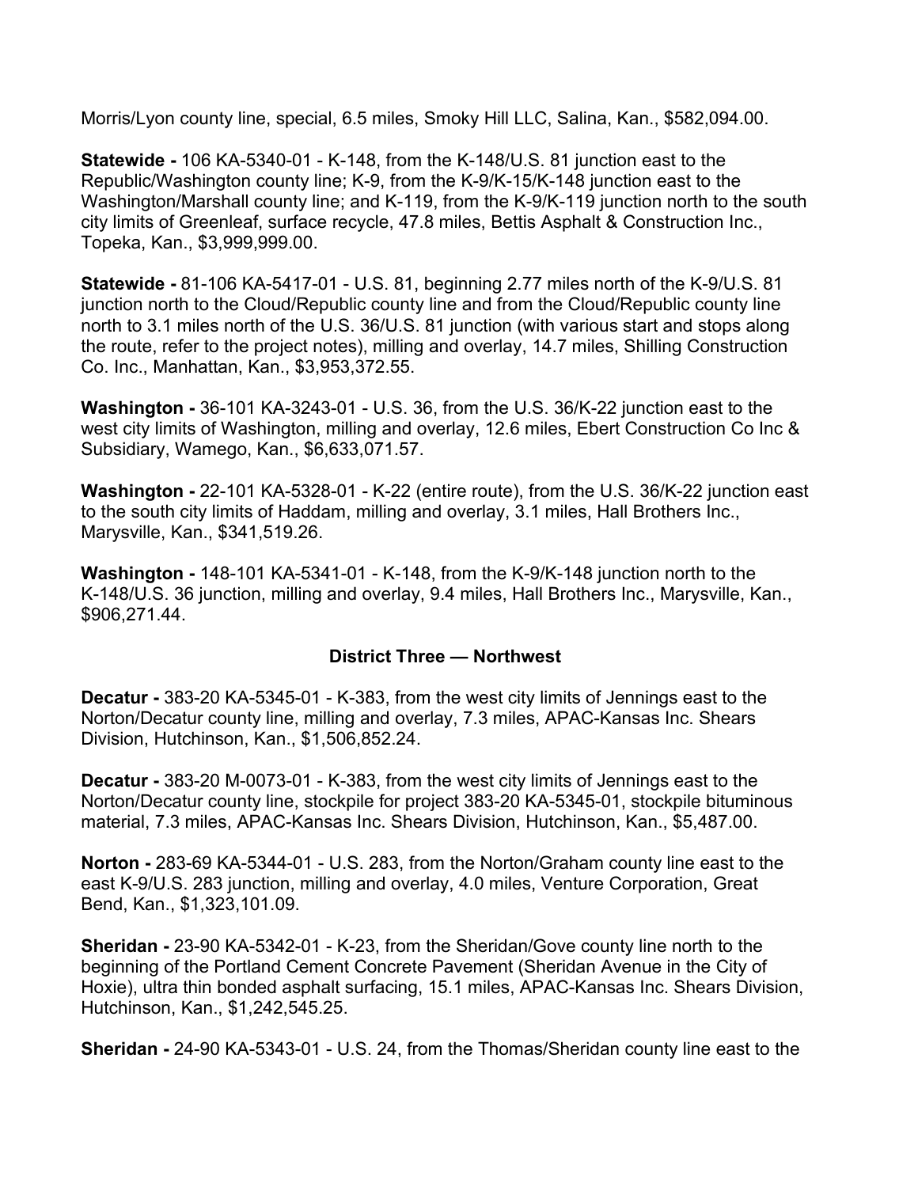Morris/Lyon county line, special, 6.5 miles, Smoky Hill LLC, Salina, Kan., $582,094.00.

**Statewide -** 106 KA-5340-01 - K-148, from the K-148/U.S. 81 junction east to the Republic/Washington county line; K-9, from the K-9/K-15/K-148 junction east to the Washington/Marshall county line; and K-119, from the K-9/K-119 junction north to the south city limits of Greenleaf, surface recycle, 47.8 miles, Bettis Asphalt & Construction Inc., Topeka, Kan., $3,999,999.00.

**Statewide -** 81-106 KA-5417-01 - U.S. 81, beginning 2.77 miles north of the K-9/U.S. 81 junction north to the Cloud/Republic county line and from the Cloud/Republic county line north to 3.1 miles north of the U.S. 36/U.S. 81 junction (with various start and stops along the route, refer to the project notes), milling and overlay, 14.7 miles, Shilling Construction Co. Inc., Manhattan, Kan., $3,953,372.55.

**Washington -** 36-101 KA-3243-01 - U.S. 36, from the U.S. 36/K-22 junction east to the west city limits of Washington, milling and overlay, 12.6 miles, Ebert Construction Co Inc & Subsidiary, Wamego, Kan., $6,633,071.57.

**Washington -** 22-101 KA-5328-01 - K-22 (entire route), from the U.S. 36/K-22 junction east to the south city limits of Haddam, milling and overlay, 3.1 miles, Hall Brothers Inc., Marysville, Kan., $341,519.26.

**Washington -** 148-101 KA-5341-01 - K-148, from the K-9/K-148 junction north to the K-148/U.S. 36 junction, milling and overlay, 9.4 miles, Hall Brothers Inc., Marysville, Kan., $906,271.44.

## District Three — Northwest

**Decatur -** 383-20 KA-5345-01 - K-383, from the west city limits of Jennings east to the Norton/Decatur county line, milling and overlay, 7.3 miles, APAC-Kansas Inc. Shears Division, Hutchinson, Kan., $1,506,852.24.

**Decatur -** 383-20 M-0073-01 - K-383, from the west city limits of Jennings east to the Norton/Decatur county line, stockpile for project 383-20 KA-5345-01, stockpile bituminous material, 7.3 miles, APAC-Kansas Inc. Shears Division, Hutchinson, Kan., $5,487.00.

**Norton -** 283-69 KA-5344-01 - U.S. 283, from the Norton/Graham county line east to the east K-9/U.S. 283 junction, milling and overlay, 4.0 miles, Venture Corporation, Great Bend, Kan., $1,323,101.09.

**Sheridan -** 23-90 KA-5342-01 - K-23, from the Sheridan/Gove county line north to the beginning of the Portland Cement Concrete Pavement (Sheridan Avenue in the City of Hoxie), ultra thin bonded asphalt surfacing, 15.1 miles, APAC-Kansas Inc. Shears Division, Hutchinson, Kan., $1,242,545.25.

**Sheridan -** 24-90 KA-5343-01 - U.S. 24, from the Thomas/Sheridan county line east to the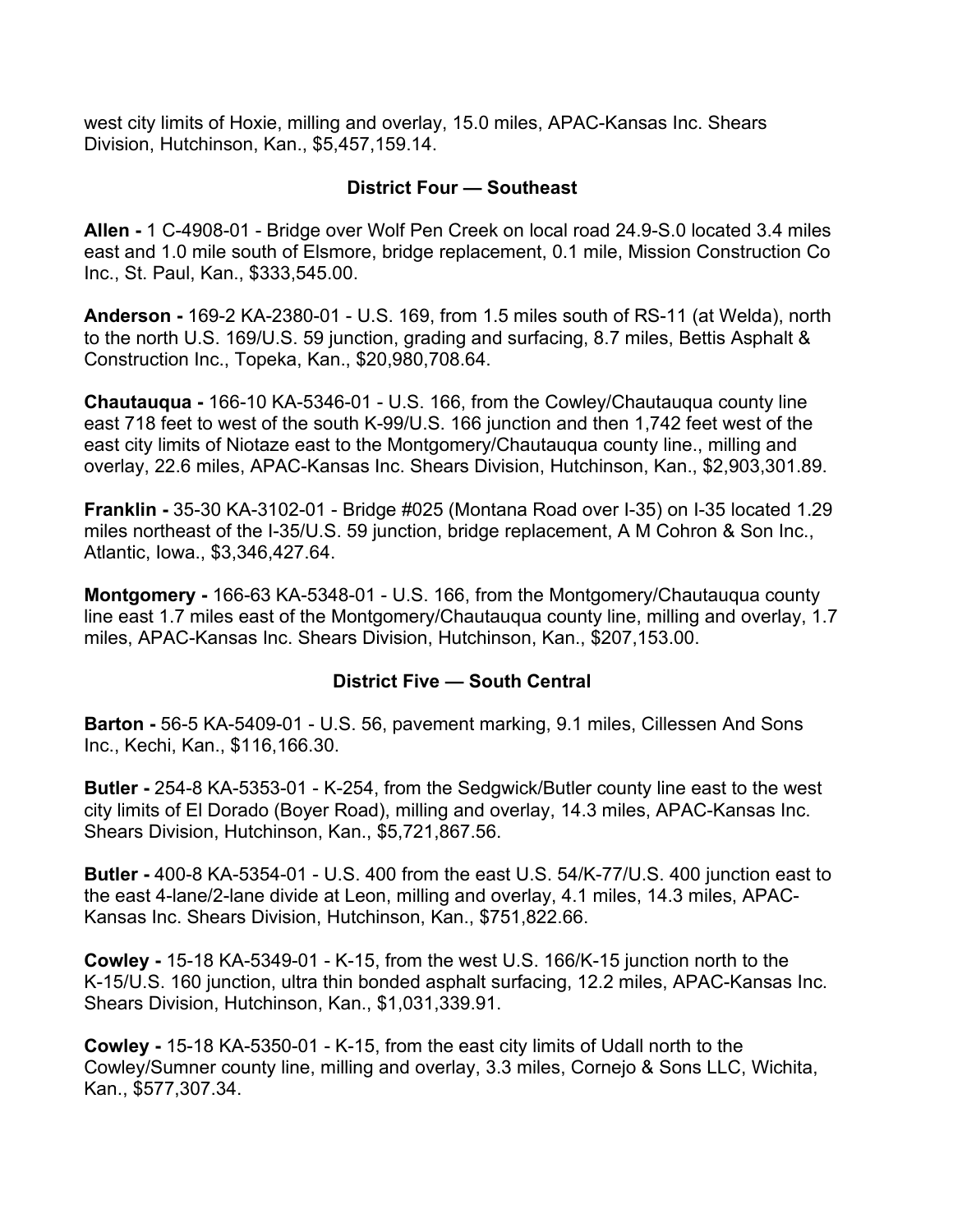west city limits of Hoxie, milling and overlay, 15.0 miles, APAC-Kansas Inc. Shears Division, Hutchinson, Kan., $5,457,159.14.

### District Four — Southeast

**Allen -** 1 C-4908-01 - Bridge over Wolf Pen Creek on local road 24.9-S.0 located 3.4 miles east and 1.0 mile south of Elsmore, bridge replacement, 0.1 mile, Mission Construction Co Inc., St. Paul, Kan., $333,545.00.

**Anderson -** 169-2 KA-2380-01 - U.S. 169, from 1.5 miles south of RS-11 (at Welda), north to the north U.S. 169/U.S. 59 junction, grading and surfacing, 8.7 miles, Bettis Asphalt & Construction Inc., Topeka, Kan., $20,980,708.64.

**Chautauqua -** 166-10 KA-5346-01 - U.S. 166, from the Cowley/Chautauqua county line east 718 feet to west of the south K-99/U.S. 166 junction and then 1,742 feet west of the east city limits of Niotaze east to the Montgomery/Chautauqua county line., milling and overlay, 22.6 miles, APAC-Kansas Inc. Shears Division, Hutchinson, Kan., $2,903,301.89.

**Franklin -** 35-30 KA-3102-01 - Bridge #025 (Montana Road over I-35) on I-35 located 1.29 miles northeast of the I-35/U.S. 59 junction, bridge replacement, A M Cohron & Son Inc., Atlantic, Iowa., $3,346,427.64.

**Montgomery -** 166-63 KA-5348-01 - U.S. 166, from the Montgomery/Chautauqua county line east 1.7 miles east of the Montgomery/Chautauqua county line, milling and overlay, 1.7 miles, APAC-Kansas Inc. Shears Division, Hutchinson, Kan., $207,153.00.

### District Five — South Central

**Barton -** 56-5 KA-5409-01 - U.S. 56, pavement marking, 9.1 miles, Cillessen And Sons Inc., Kechi, Kan., $116,166.30.

**Butler -** 254-8 KA-5353-01 - K-254, from the Sedgwick/Butler county line east to the west city limits of El Dorado (Boyer Road), milling and overlay, 14.3 miles, APAC-Kansas Inc. Shears Division, Hutchinson, Kan., $5,721,867.56.

**Butler -** 400-8 KA-5354-01 - U.S. 400 from the east U.S. 54/K-77/U.S. 400 junction east to the east 4-lane/2-lane divide at Leon, milling and overlay, 4.1 miles, 14.3 miles, APAC-Kansas Inc. Shears Division, Hutchinson, Kan., $751,822.66.

**Cowley -** 15-18 KA-5349-01 - K-15, from the west U.S. 166/K-15 junction north to the K-15/U.S. 160 junction, ultra thin bonded asphalt surfacing, 12.2 miles, APAC-Kansas Inc. Shears Division, Hutchinson, Kan., $1,031,339.91.

**Cowley -** 15-18 KA-5350-01 - K-15, from the east city limits of Udall north to the Cowley/Sumner county line, milling and overlay, 3.3 miles, Cornejo & Sons LLC, Wichita, Kan., $577,307.34.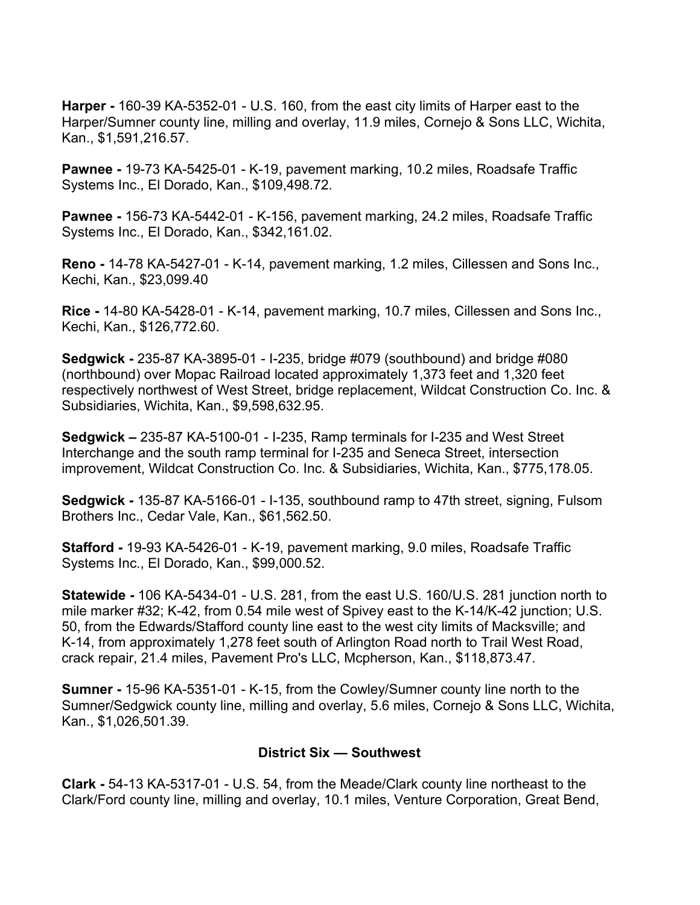**Harper -** 160-39 KA-5352-01 - U.S. 160, from the east city limits of Harper east to the Harper/Sumner county line, milling and overlay, 11.9 miles, Cornejo & Sons LLC, Wichita, Kan., $1,591,216.57.

**Pawnee -** 19-73 KA-5425-01 - K-19, pavement marking, 10.2 miles, Roadsafe Traffic Systems Inc., El Dorado, Kan., $109,498.72.

**Pawnee -** 156-73 KA-5442-01 - K-156, pavement marking, 24.2 miles, Roadsafe Traffic Systems Inc., El Dorado, Kan., $342,161.02.

**Reno -** 14-78 KA-5427-01 - K-14, pavement marking, 1.2 miles, Cillessen and Sons Inc., Kechi, Kan., $23,099.40

**Rice -** 14-80 KA-5428-01 - K-14, pavement marking, 10.7 miles, Cillessen and Sons Inc., Kechi, Kan., $126,772.60.

**Sedgwick -** 235-87 KA-3895-01 - I-235, bridge #079 (southbound) and bridge #080 (northbound) over Mopac Railroad located approximately 1,373 feet and 1,320 feet respectively northwest of West Street, bridge replacement, Wildcat Construction Co. Inc. & Subsidiaries, Wichita, Kan., $9,598,632.95.

**Sedgwick –** 235-87 KA-5100-01 - I-235, Ramp terminals for I-235 and West Street Interchange and the south ramp terminal for I-235 and Seneca Street, intersection improvement, Wildcat Construction Co. Inc. & Subsidiaries, Wichita, Kan., $775,178.05.

**Sedgwick -** 135-87 KA-5166-01 - I-135, southbound ramp to 47th street, signing, Fulsom Brothers Inc., Cedar Vale, Kan., $61,562.50.

**Stafford -** 19-93 KA-5426-01 - K-19, pavement marking, 9.0 miles, Roadsafe Traffic Systems Inc., El Dorado, Kan., $99,000.52.

**Statewide -** 106 KA-5434-01 - U.S. 281, from the east U.S. 160/U.S. 281 junction north to mile marker #32; K-42, from 0.54 mile west of Spivey east to the K-14/K-42 junction; U.S. 50, from the Edwards/Stafford county line east to the west city limits of Macksville; and K-14, from approximately 1,278 feet south of Arlington Road north to Trail West Road, crack repair, 21.4 miles, Pavement Pro's LLC, Mcpherson, Kan., $118,873.47.

**Sumner -** 15-96 KA-5351-01 - K-15, from the Cowley/Sumner county line north to the Sumner/Sedgwick county line, milling and overlay, 5.6 miles, Cornejo & Sons LLC, Wichita, Kan., $1,026,501.39.

## District Six — Southwest

**Clark -** 54-13 KA-5317-01 - U.S. 54, from the Meade/Clark county line northeast to the Clark/Ford county line, milling and overlay, 10.1 miles, Venture Corporation, Great Bend,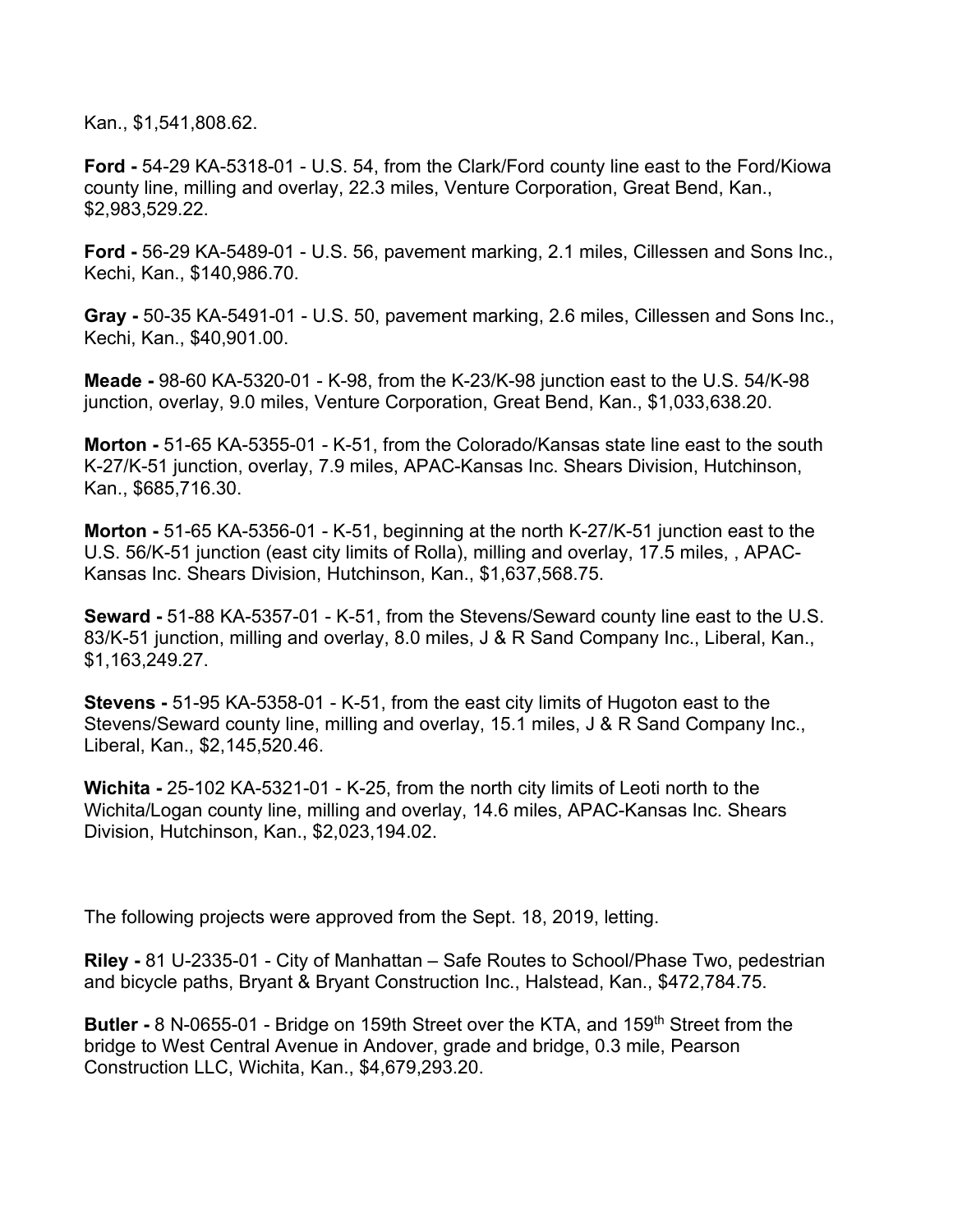Kan., $1,541,808.62.

**Ford -** 54-29 KA-5318-01 - U.S. 54, from the Clark/Ford county line east to the Ford/Kiowa county line, milling and overlay, 22.3 miles, Venture Corporation, Great Bend, Kan., $2,983,529.22.

**Ford -** 56-29 KA-5489-01 - U.S. 56, pavement marking, 2.1 miles, Cillessen and Sons Inc., Kechi, Kan., $140,986.70.

**Gray -** 50-35 KA-5491-01 - U.S. 50, pavement marking, 2.6 miles, Cillessen and Sons Inc., Kechi, Kan., $40,901.00.

**Meade -** 98-60 KA-5320-01 - K-98, from the K-23/K-98 junction east to the U.S. 54/K-98 junction, overlay, 9.0 miles, Venture Corporation, Great Bend, Kan., $1,033,638.20.

**Morton -** 51-65 KA-5355-01 - K-51, from the Colorado/Kansas state line east to the south K-27/K-51 junction, overlay, 7.9 miles, APAC-Kansas Inc. Shears Division, Hutchinson, Kan., $685,716.30.

**Morton -** 51-65 KA-5356-01 - K-51, beginning at the north K-27/K-51 junction east to the U.S. 56/K-51 junction (east city limits of Rolla), milling and overlay, 17.5 miles, , APAC-Kansas Inc. Shears Division, Hutchinson, Kan., $1,637,568.75.

**Seward -** 51-88 KA-5357-01 - K-51, from the Stevens/Seward county line east to the U.S. 83/K-51 junction, milling and overlay, 8.0 miles, J & R Sand Company Inc., Liberal, Kan., $1,163,249.27.

**Stevens -** 51-95 KA-5358-01 - K-51, from the east city limits of Hugoton east to the Stevens/Seward county line, milling and overlay, 15.1 miles, J & R Sand Company Inc., Liberal, Kan., $2,145,520.46.

**Wichita -** 25-102 KA-5321-01 - K-25, from the north city limits of Leoti north to the Wichita/Logan county line, milling and overlay, 14.6 miles, APAC-Kansas Inc. Shears Division, Hutchinson, Kan., $2,023,194.02.

The following projects were approved from the Sept. 18, 2019, letting.

**Riley -** 81 U-2335-01 - City of Manhattan – Safe Routes to School/Phase Two, pedestrian and bicycle paths, Bryant & Bryant Construction Inc., Halstead, Kan., $472,784.75.

**Butler -** 8 N-0655-01 - Bridge on 159th Street over the KTA, and 159th Street from the bridge to West Central Avenue in Andover, grade and bridge, 0.3 mile, Pearson Construction LLC, Wichita, Kan., $4,679,293.20.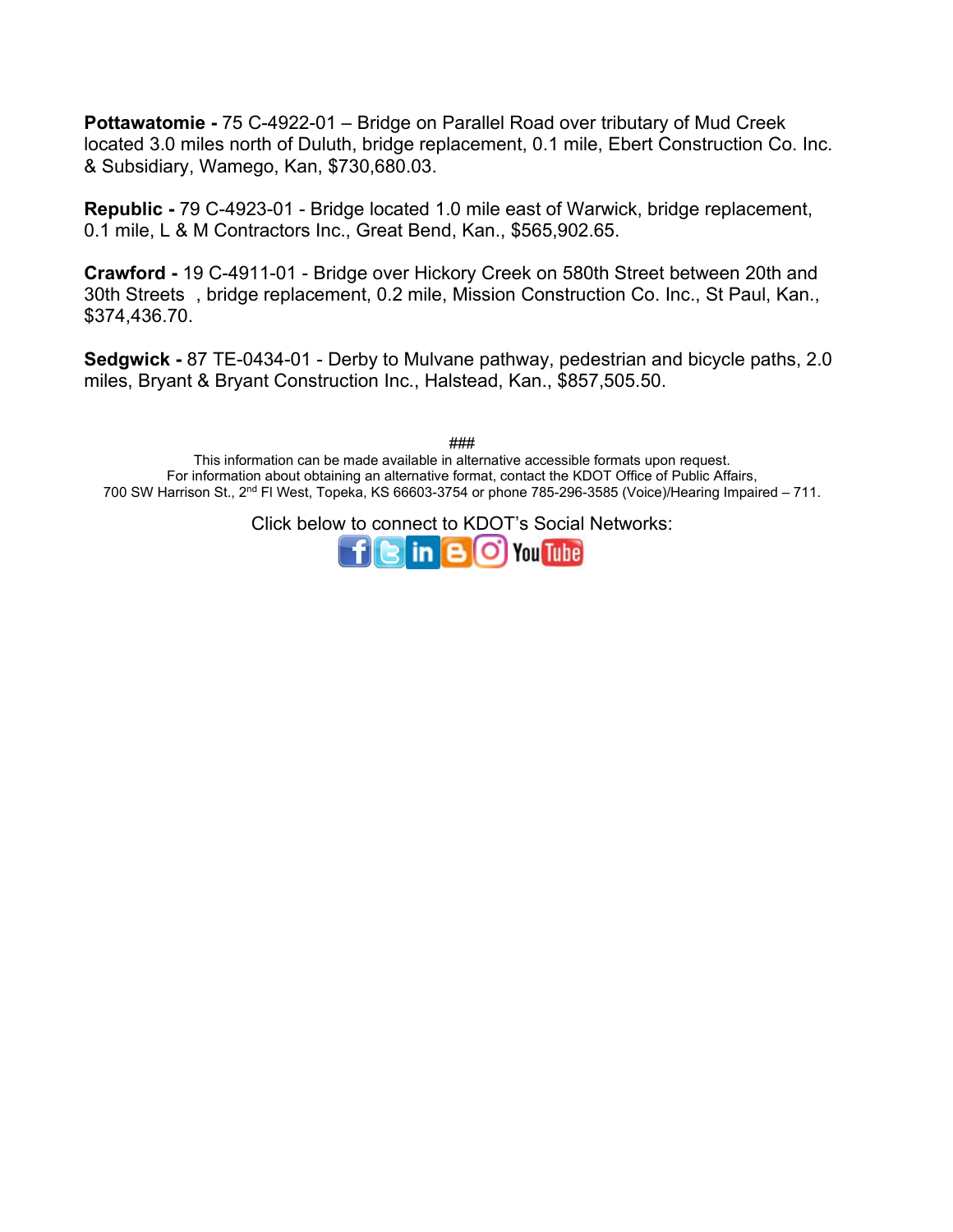**Pottawatomie -** 75 C-4922-01 – Bridge on Parallel Road over tributary of Mud Creek located 3.0 miles north of Duluth, bridge replacement, 0.1 mile, Ebert Construction Co. Inc. & Subsidiary, Wamego, Kan, $730,680.03.

**Republic -** 79 C-4923-01 - Bridge located 1.0 mile east of Warwick, bridge replacement, 0.1 mile, L & M Contractors Inc., Great Bend, Kan., $565,902.65.

**Crawford -** 19 C-4911-01 - Bridge over Hickory Creek on 580th Street between 20th and 30th Streets , bridge replacement, 0.2 mile, Mission Construction Co. Inc., St Paul, Kan., $374,436.70.

**Sedgwick -** 87 TE-0434-01 - Derby to Mulvane pathway, pedestrian and bicycle paths, 2.0 miles, Bryant & Bryant Construction Inc., Halstead, Kan., $857,505.50.

###

This information can be made available in alternative accessible formats upon request.
For information about obtaining an alternative format, contact the KDOT Office of Public Affairs,
700 SW Harrison St., 2nd Fl West, Topeka, KS 66603-3754 or phone 785-296-3585 (Voice)/Hearing Impaired – 711.

Click below to connect to KDOT's Social Networks: